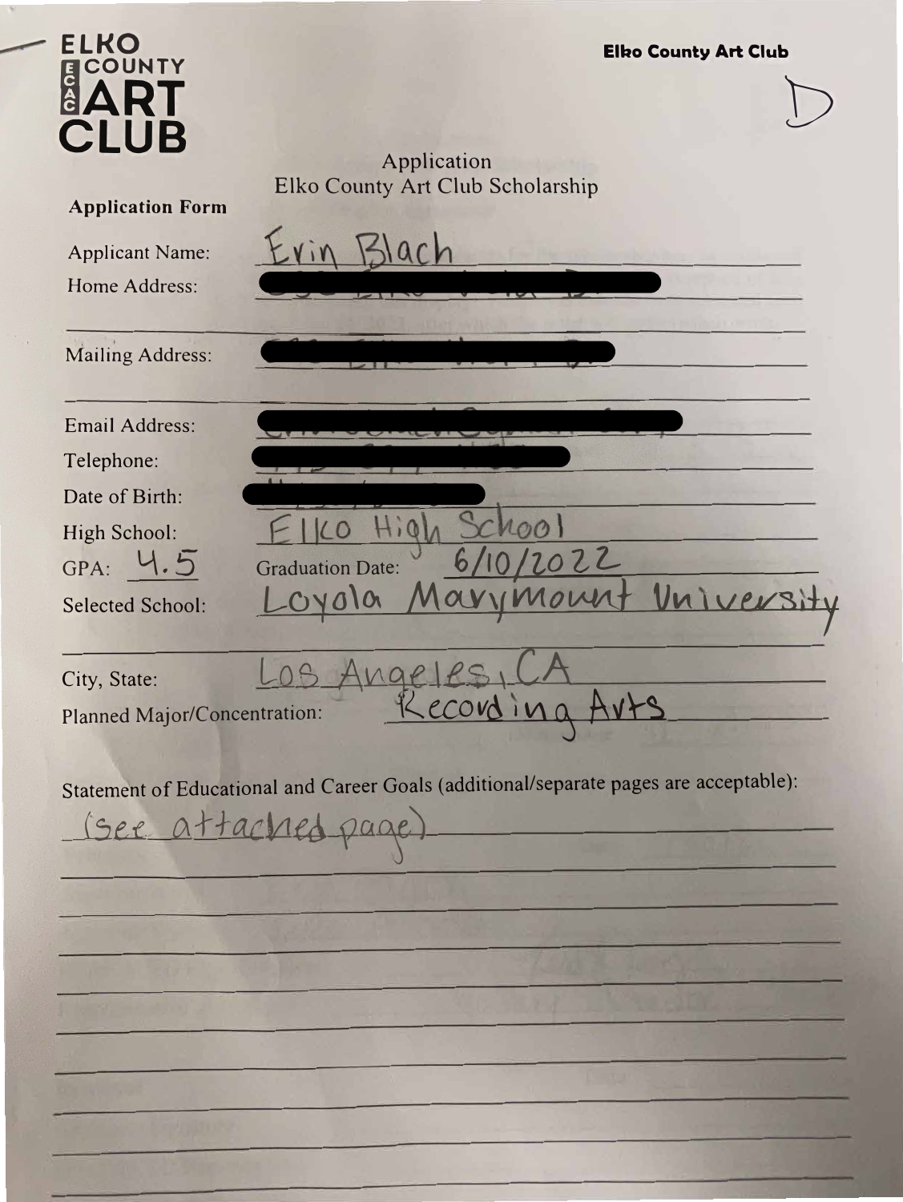**ELKO COUNTY ART CLUB**

**Elko County Art Club**

D

Application
Elko County Art Club Scholarship

**Application Form**

Applicant Name: Erin Blach

Home Address: [redacted]

Mailing Address: [redacted]

Email Address: [redacted]

Telephone: [redacted]

Date of Birth: [redacted]

High School: Elko High School

GPA: 4.5 Graduation Date: 6/10/2022

Selected School: Loyola Marymount University

City, State: Los Angeles, CA

Planned Major/Concentration: Recording Arts

Statement of Educational and Career Goals (additional/separate pages are acceptable):

(see attached page)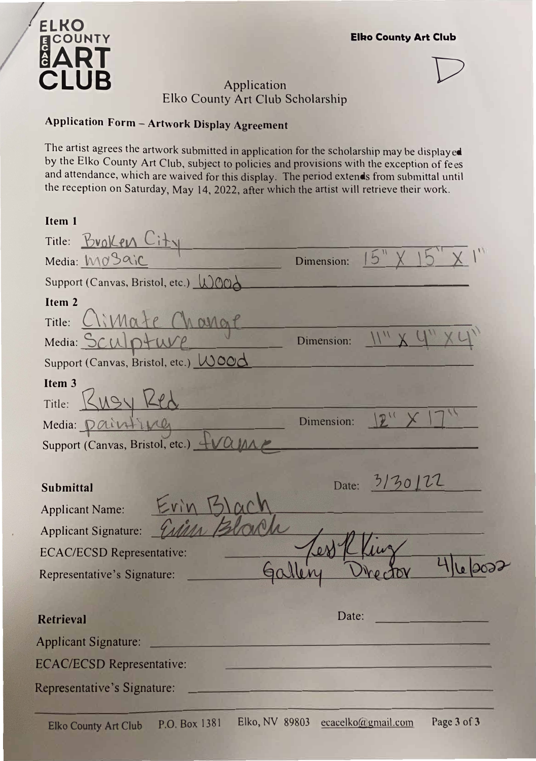ELKO COUNTY ART CLUB

**Elko County Art Club**

D

## Application
## Elko County Art Club Scholarship

### Application Form – Artwork Display Agreement

The artist agrees the artwork submitted in application for the scholarship may be displayed by the Elko County Art Club, subject to policies and provisions with the exception of fees and attendance, which are waived for this display. The period extends from submittal until the reception on Saturday, May 14, 2022, after which the artist will retrieve their work.

**Item 1**

Title: Broken City

Media: mosaic    Dimension: 15" X 15" X 1"

Support (Canvas, Bristol, etc.) Wood

**Item 2**

Title: Climate Change

Media: Sculpture    Dimension: 11" X 4" X 4"

Support (Canvas, Bristol, etc.) Wood

**Item 3**

Title: Busy Red

Media: painting    Dimension: 12" X 17"

Support (Canvas, Bristol, etc.) frame

**Submittal**    Date: 3/30/22

Applicant Name: Erin Black

Applicant Signature: Erin Black

ECAC/ECSD Representative: Jess R King

Representative's Signature: Gallery Director 4/6/2022

**Retrieval**    Date: \_\_\_\_\_\_\_\_

Applicant Signature: \_\_\_\_\_\_\_\_

ECAC/ECSD Representative: \_\_\_\_\_\_\_\_

Representative's Signature: \_\_\_\_\_\_\_\_

Elko County Art Club P.O. Box 1381 Elko, NV 89803 ecacelko@gmail.com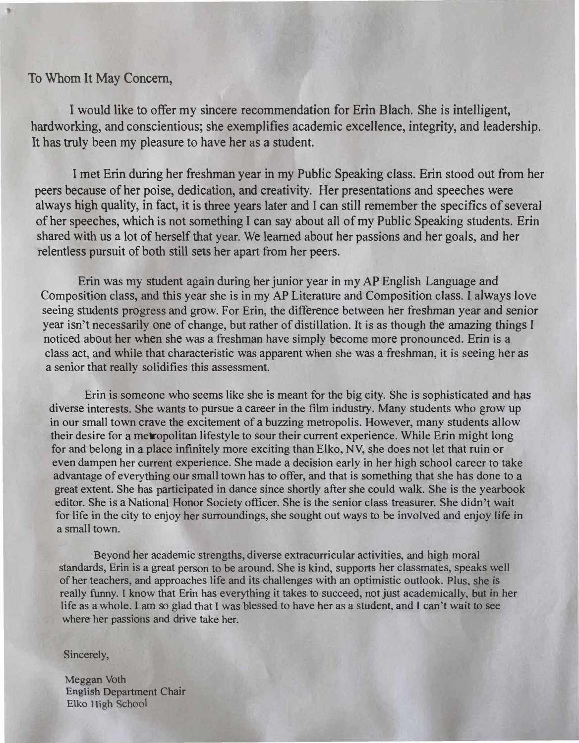To Whom It May Concern,

I would like to offer my sincere recommendation for Erin Blach. She is intelligent, hardworking, and conscientious; she exemplifies academic excellence, integrity, and leadership. It has truly been my pleasure to have her as a student.

I met Erin during her freshman year in my Public Speaking class. Erin stood out from her peers because of her poise, dedication, and creativity. Her presentations and speeches were always high quality, in fact, it is three years later and I can still remember the specifics of several of her speeches, which is not something I can say about all of my Public Speaking students. Erin shared with us a lot of herself that year. We learned about her passions and her goals, and her relentless pursuit of both still sets her apart from her peers.

Erin was my student again during her junior year in my AP English Language and Composition class, and this year she is in my AP Literature and Composition class. I always love seeing students progress and grow. For Erin, the difference between her freshman year and senior year isn't necessarily one of change, but rather of distillation. It is as though the amazing things I noticed about her when she was a freshman have simply become more pronounced. Erin is a class act, and while that characteristic was apparent when she was a freshman, it is seeing her as a senior that really solidifies this assessment.

Erin is someone who seems like she is meant for the big city. She is sophisticated and has diverse interests. She wants to pursue a career in the film industry. Many students who grow up in our small town crave the excitement of a buzzing metropolis. However, many students allow their desire for a metropolitan lifestyle to sour their current experience. While Erin might long for and belong in a place infinitely more exciting than Elko, NV, she does not let that ruin or even dampen her current experience. She made a decision early in her high school career to take advantage of everything our small town has to offer, and that is something that she has done to a great extent. She has participated in dance since shortly after she could walk. She is the yearbook editor. She is a National Honor Society officer. She is the senior class treasurer. She didn't wait for life in the city to enjoy her surroundings, she sought out ways to be involved and enjoy life in a small town.

Beyond her academic strengths, diverse extracurricular activities, and high moral standards, Erin is a great person to be around. She is kind, supports her classmates, speaks well of her teachers, and approaches life and its challenges with an optimistic outlook. Plus, she is really funny. I know that Erin has everything it takes to succeed, not just academically, but in her life as a whole. I am so glad that I was blessed to have her as a student, and I can't wait to see where her passions and drive take her.

Sincerely,

Meggan Voth
English Department Chair
Elko High School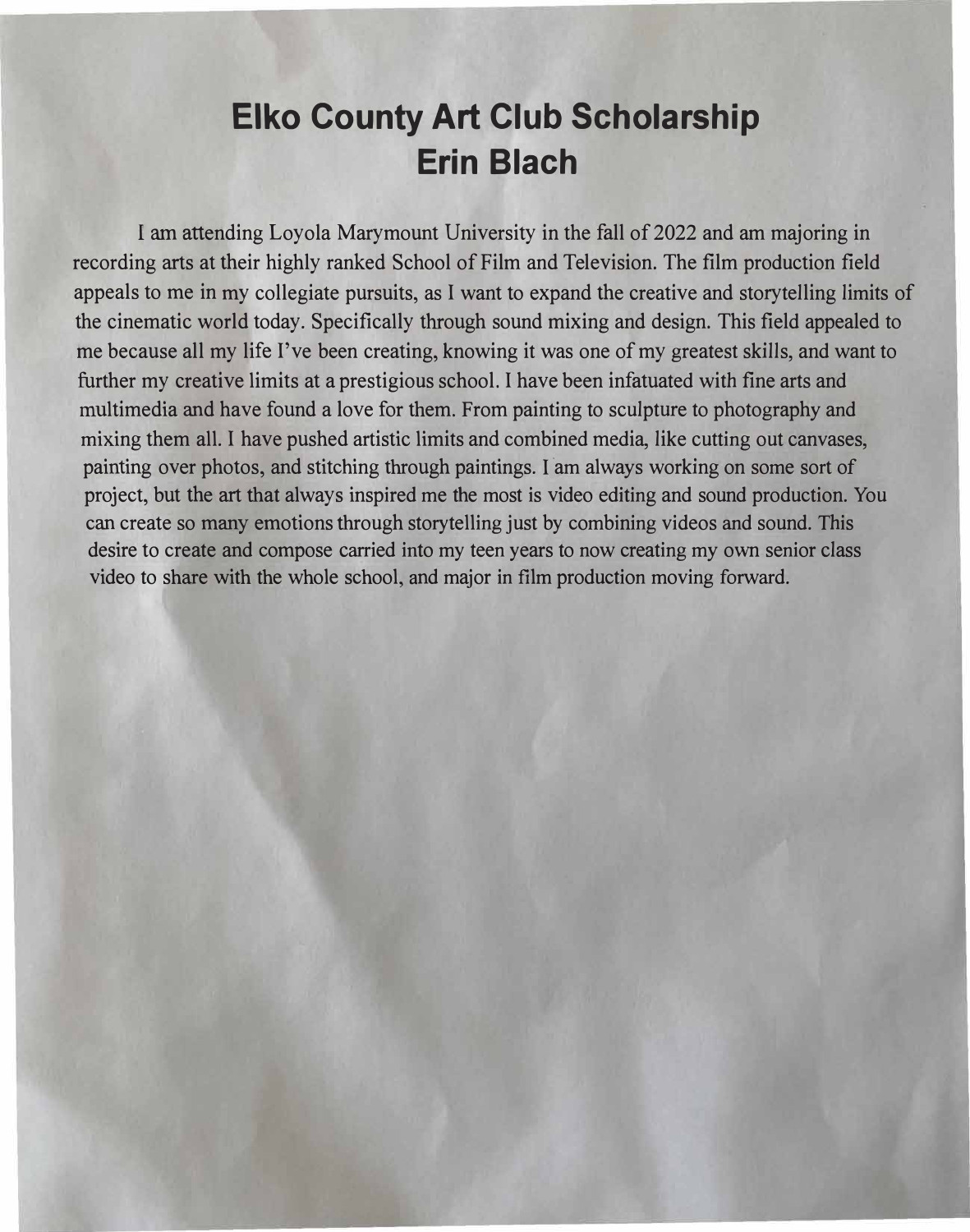# Elko County Art Club Scholarship
# Erin Blach

I am attending Loyola Marymount University in the fall of 2022 and am majoring in recording arts at their highly ranked School of Film and Television. The film production field appeals to me in my collegiate pursuits, as I want to expand the creative and storytelling limits of the cinematic world today. Specifically through sound mixing and design. This field appealed to me because all my life I've been creating, knowing it was one of my greatest skills, and want to further my creative limits at a prestigious school. I have been infatuated with fine arts and multimedia and have found a love for them. From painting to sculpture to photography and mixing them all. I have pushed artistic limits and combined media, like cutting out canvases, painting over photos, and stitching through paintings. I am always working on some sort of project, but the art that always inspired me the most is video editing and sound production. You can create so many emotions through storytelling just by combining videos and sound. This desire to create and compose carried into my teen years to now creating my own senior class video to share with the whole school, and major in film production moving forward.